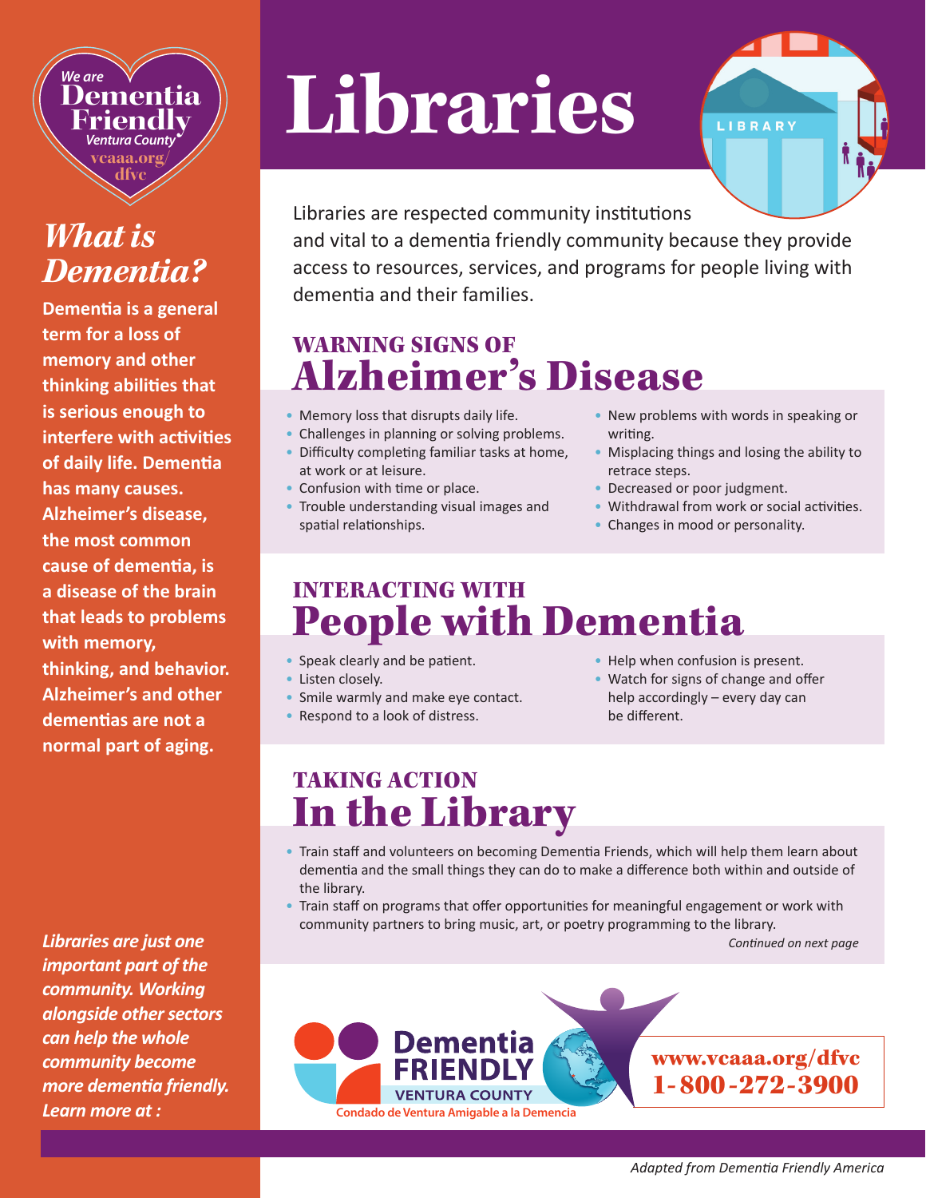We are **Dementia Friendly** *Ventura County* vcaaa.org/dfvc

# Libraries

Libraries are respected community institutions and vital to a dementia friendly community because they provide access to resources, services, and programs for people living with dementia and their families.

## *What is Dementia?*

**Dementia is a general term for a loss of memory and other thinking abilities that is serious enough to interfere with activities of daily life. Dementia has many causes. Alzheimer's disease, the most common cause of dementia, is a disease of the brain that leads to problems with memory, thinking, and behavior. Alzheimer's and other dementias are not a normal part of aging.**

## WARNING SIGNS OF Alzheimer's Disease

- Memory loss that disrupts daily life.
- Challenges in planning or solving problems.
- Difficulty completing familiar tasks at home, at work or at leisure.
- Confusion with time or place.
- Trouble understanding visual images and spatial relationships.
- New problems with words in speaking or writing.
- Misplacing things and losing the ability to retrace steps.
- Decreased or poor judgment.
- Withdrawal from work or social activities.
- Changes in mood or personality.

## INTERACTING WITH People with Dementia

- Speak clearly and be patient.
- Listen closely.
- Smile warmly and make eye contact.
- Respond to a look of distress.
- Help when confusion is present.
- Watch for signs of change and offer help accordingly – every day can be different.

## TAKING ACTION In the Library

- Train staff and volunteers on becoming Dementia Friends, which will help them learn about dementia and the small things they can do to make a difference both within and outside of the library.
- Train staff on programs that offer opportunities for meaningful engagement or work with community partners to bring music, art, or poetry programming to the library.

*Continued on next page*

***Libraries are just one important part of the community. Working alongside other sectors can help the whole community become more dementia friendly. Learn more at :***

Dementia FRIENDLY VENTURA COUNTY
Condado de Ventura Amigable a la Demencia

www.vcaaa.org/dfvc
1-800-272-3900

*Adapted from Dementia Friendly America*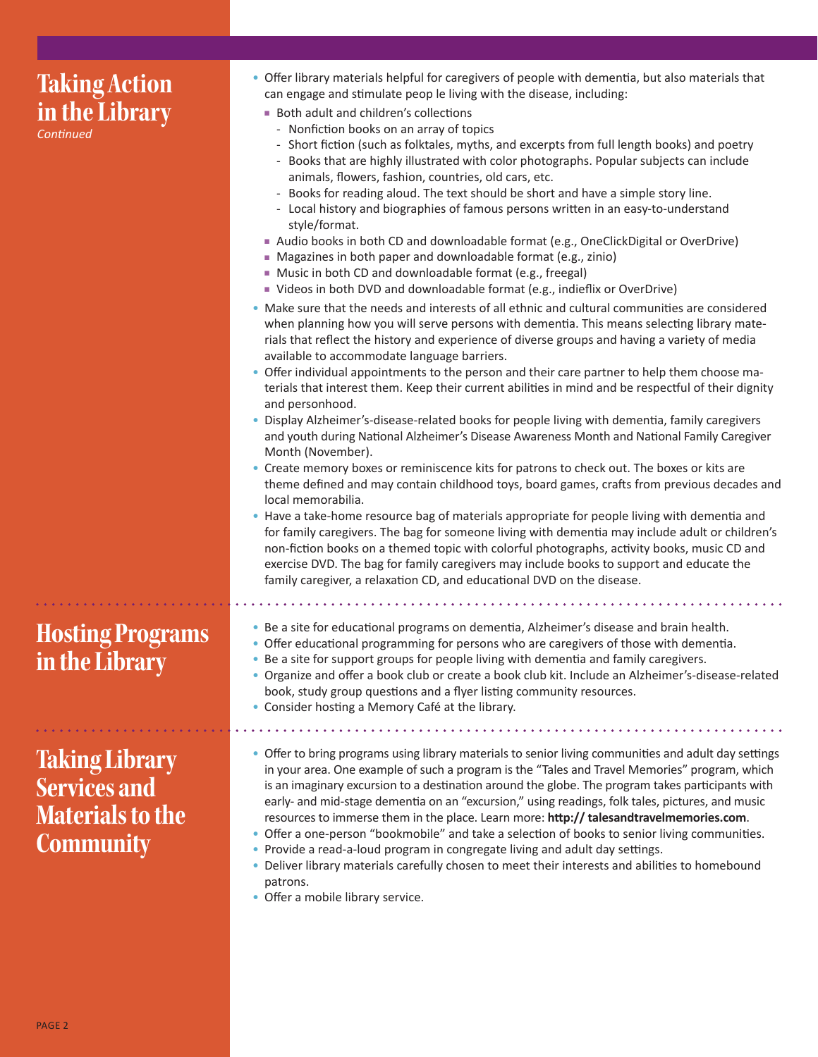## Taking Action in the Library

*Continued*

- Offer library materials helpful for caregivers of people with dementia, but also materials that can engage and stimulate peop le living with the disease, including:
  - Both adult and children's collections
    - Nonfiction books on an array of topics
    - Short fiction (such as folktales, myths, and excerpts from full length books) and poetry
    - Books that are highly illustrated with color photographs. Popular subjects can include animals, flowers, fashion, countries, old cars, etc.
    - Books for reading aloud. The text should be short and have a simple story line.
    - Local history and biographies of famous persons written in an easy-to-understand style/format.
  - Audio books in both CD and downloadable format (e.g., OneClickDigital or OverDrive)
  - Magazines in both paper and downloadable format (e.g., zinio)
  - Music in both CD and downloadable format (e.g., freegal)
  - Videos in both DVD and downloadable format (e.g., indieflix or OverDrive)
- Make sure that the needs and interests of all ethnic and cultural communities are considered when planning how you will serve persons with dementia. This means selecting library materials that reflect the history and experience of diverse groups and having a variety of media available to accommodate language barriers.
- Offer individual appointments to the person and their care partner to help them choose materials that interest them. Keep their current abilities in mind and be respectful of their dignity and personhood.
- Display Alzheimer's-disease-related books for people living with dementia, family caregivers and youth during National Alzheimer's Disease Awareness Month and National Family Caregiver Month (November).
- Create memory boxes or reminiscence kits for patrons to check out. The boxes or kits are theme defined and may contain childhood toys, board games, crafts from previous decades and local memorabilia.
- Have a take-home resource bag of materials appropriate for people living with dementia and for family caregivers. The bag for someone living with dementia may include adult or children's non-fiction books on a themed topic with colorful photographs, activity books, music CD and exercise DVD. The bag for family caregivers may include books to support and educate the family caregiver, a relaxation CD, and educational DVD on the disease.

## Hosting Programs in the Library

- Be a site for educational programs on dementia, Alzheimer's disease and brain health.
- Offer educational programming for persons who are caregivers of those with dementia.
- Be a site for support groups for people living with dementia and family caregivers.
- Organize and offer a book club or create a book club kit. Include an Alzheimer's-disease-related book, study group questions and a flyer listing community resources.
- Consider hosting a Memory Café at the library.

## Taking Library Services and Materials to the Community

- Offer to bring programs using library materials to senior living communities and adult day settings in your area. One example of such a program is the "Tales and Travel Memories" program, which is an imaginary excursion to a destination around the globe. The program takes participants with early- and mid-stage dementia on an "excursion," using readings, folk tales, pictures, and music resources to immerse them in the place. Learn more: **http:// talesandtravelmemories.com**.
- Offer a one-person "bookmobile" and take a selection of books to senior living communities.
- Provide a read-a-loud program in congregate living and adult day settings.
- Deliver library materials carefully chosen to meet their interests and abilities to homebound patrons.
- Offer a mobile library service.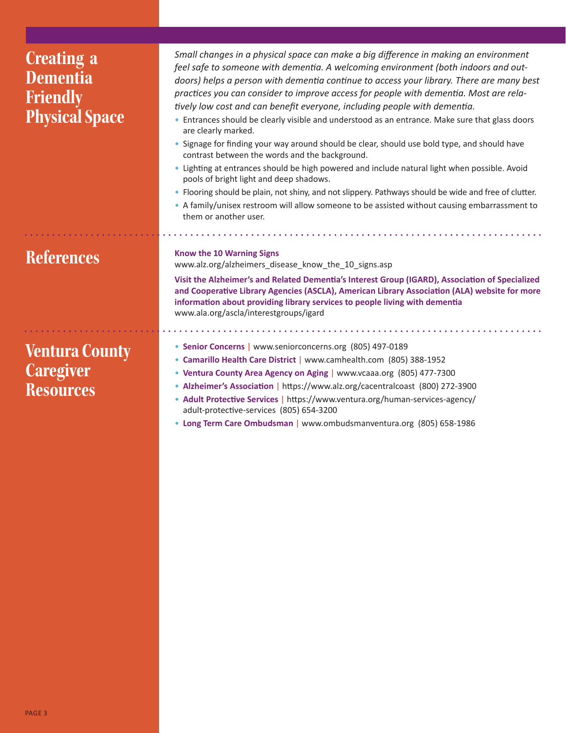## Creating a Dementia Friendly Physical Space

*Small changes in a physical space can make a big difference in making an environment feel safe to someone with dementia. A welcoming environment (both indoors and outdoors) helps a person with dementia continue to access your library. There are many best practices you can consider to improve access for people with dementia. Most are relatively low cost and can benefit everyone, including people with dementia.*

- Entrances should be clearly visible and understood as an entrance. Make sure that glass doors are clearly marked.
- Signage for finding your way around should be clear, should use bold type, and should have contrast between the words and the background.
- Lighting at entrances should be high powered and include natural light when possible. Avoid pools of bright light and deep shadows.
- Flooring should be plain, not shiny, and not slippery. Pathways should be wide and free of clutter.
- A family/unisex restroom will allow someone to be assisted without causing embarrassment to them or another user.

## References

**Know the 10 Warning Signs**
www.alz.org/alzheimers_disease_know_the_10_signs.asp

**Visit the Alzheimer's and Related Dementia's Interest Group (IGARD), Association of Specialized and Cooperative Library Agencies (ASCLA), American Library Association (ALA) website for more information about providing library services to people living with dementia**
www.ala.org/ascla/interestgroups/igard

## Ventura County Caregiver Resources

- **Senior Concerns** | www.seniorconcerns.org (805) 497-0189
- **Camarillo Health Care District** | www.camhealth.com (805) 388-1952
- **Ventura County Area Agency on Aging** | www.vcaaa.org (805) 477-7300
- **Alzheimer's Association** | https://www.alz.org/cacentralcoast (800) 272-3900
- **Adult Protective Services** | https://www.ventura.org/human-services-agency/adult-protective-services (805) 654-3200
- **Long Term Care Ombudsman** | www.ombudsmanventura.org (805) 658-1986